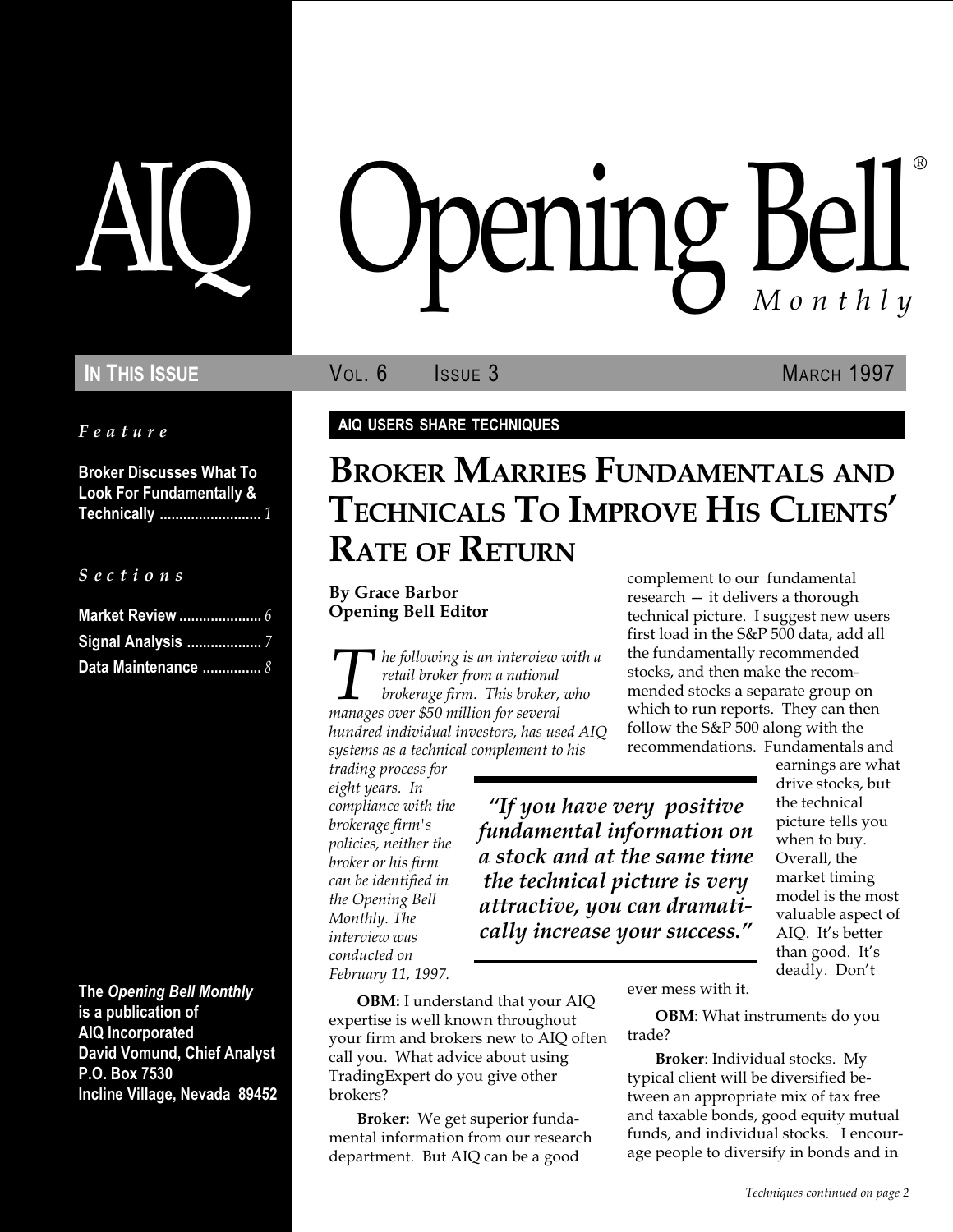# AIQ Opening Bell® Monthly

**In This Issue** — Vol. 6 Issue 3 — March 1997

*Feature*

**Broker Discusses What To Look For Fundamentally & Technically** .......................... *1*

*Sections*

**Market Review** ..................... *6*
**Signal Analysis** ................... *7*
**Data Maintenance** ............... *8*

**The *Opening Bell Monthly* is a publication of AIQ Incorporated**
**David Vomund, Chief Analyst**
**P.O. Box 7530**
**Incline Village, Nevada 89452**

**AIQ USERS SHARE TECHNIQUES**

## Broker Marries Fundamentals and Technicals To Improve His Clients' Rate of Return

**By Grace Barbor**
**Opening Bell Editor**

*The following is an interview with a retail broker from a national brokerage firm. This broker, who manages over $50 million for several hundred individual investors, has used AIQ systems as a technical complement to his trading process for eight years. In compliance with the brokerage firm's policies, neither the broker or his firm can be identified in the Opening Bell Monthly. The interview was conducted on February 11, 1997.*

**OBM:** I understand that your AIQ expertise is well known throughout your firm and brokers new to AIQ often call you. What advice about using TradingExpert do you give other brokers?

**Broker:** We get superior fundamental information from our research department. But AIQ can be a good complement to our fundamental research — it delivers a thorough technical picture. I suggest new users first load in the S&P 500 data, add all the fundamentally recommended stocks, and then make the recommended stocks a separate group on which to run reports. They can then follow the S&P 500 along with the recommendations. Fundamentals and earnings are what drive stocks, but the technical picture tells you when to buy. Overall, the market timing model is the most valuable aspect of AIQ. It's better than good. It's deadly. Don't ever mess with it.

> *"If you have very positive fundamental information on a stock and at the same time the technical picture is very attractive, you can dramatically increase your success."*

**OBM**: What instruments do you trade?

**Broker**: Individual stocks. My typical client will be diversified between an appropriate mix of tax free and taxable bonds, good equity mutual funds, and individual stocks. I encourage people to diversify in bonds and in

*Techniques continued on page 2*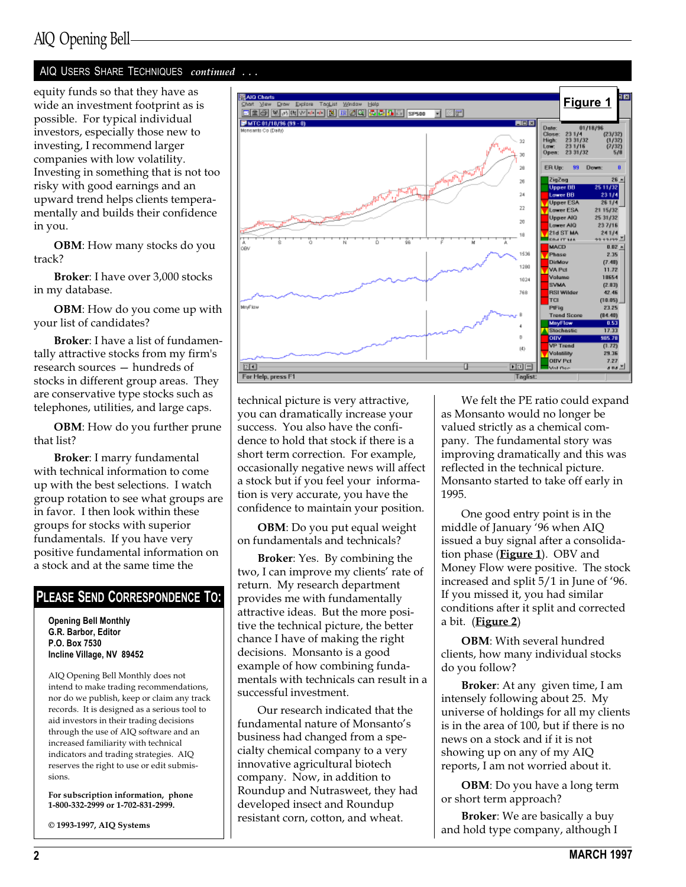## AIQ Users Share Techniques *continued . . .*

equity funds so that they have as wide an investment footprint as is possible. For typical individual investors, especially those new to investing, I recommend larger companies with low volatility. Investing in something that is not too risky with good earnings and an upward trend helps clients temperamentally and builds their confidence in you.

**OBM**: How many stocks do you track?

**Broker**: I have over 3,000 stocks in my database.

**OBM**: How do you come up with your list of candidates?

**Broker**: I have a list of fundamentally attractive stocks from my firm's research sources — hundreds of stocks in different group areas. They are conservative type stocks such as telephones, utilities, and large caps.

**OBM**: How do you further prune that list?

**Broker**: I marry fundamental with technical information to come up with the best selections. I watch group rotation to see what groups are in favor. I then look within these groups for stocks with superior fundamentals. If you have very positive fundamental information on a stock and at the same time the technical picture is very attractive, you can dramatically increase your success. You also have the confidence to hold that stock if there is a short term correction. For example, occasionally negative news will affect a stock but if you feel your information is very accurate, you have the confidence to maintain your position.

**OBM**: Do you put equal weight on fundamentals and technicals?

**Broker**: Yes. By combining the two, I can improve my clients' rate of return. My research department provides me with fundamentally attractive ideas. But the more positive the technical picture, the better chance I have of making the right decisions. Monsanto is a good example of how combining fundamentals with technicals can result in a successful investment.

Our research indicated that the fundamental nature of Monsanto's business had changed from a specialty chemical company to a very innovative agricultural biotech company. Now, in addition to Roundup and Nutrasweet, they had developed insect and Roundup resistant corn, cotton, and wheat.

We felt the PE ratio could expand as Monsanto would no longer be valued strictly as a chemical company. The fundamental story was improving dramatically and this was reflected in the technical picture. Monsanto started to take off early in 1995.

One good entry point is in the middle of January '96 when AIQ issued a buy signal after a consolidation phase (**Figure 1**). OBV and Money Flow were positive. The stock increased and split 5/1 in June of '96. If you missed it, you had similar conditions after it split and corrected a bit. (**Figure 2**)

**OBM**: With several hundred clients, how many individual stocks do you follow?

**Broker**: At any given time, I am intensely following about 25. My universe of holdings for all my clients is in the area of 100, but if there is no news on a stock and if it is not showing up on any of my AIQ reports, I am not worried about it.

**OBM**: Do you have a long term or short term approach?

**Broker**: We are basically a buy and hold type company, although I

**Figure 1**

---

## Please Send Correspondence To:

**Opening Bell Monthly**
**G.R. Barbor, Editor**
**P.O. Box 7530**
**Incline Village, NV 89452**

AIQ Opening Bell Monthly does not intend to make trading recommendations, nor do we publish, keep or claim any track records. It is designed as a serious tool to aid investors in their trading decisions through the use of AIQ software and an increased familiarity with technical indicators and trading strategies. AIQ reserves the right to use or edit submissions.

**For subscription information, phone 1-800-332-2999 or 1-702-831-2999.**

**© 1993-1997, AIQ Systems**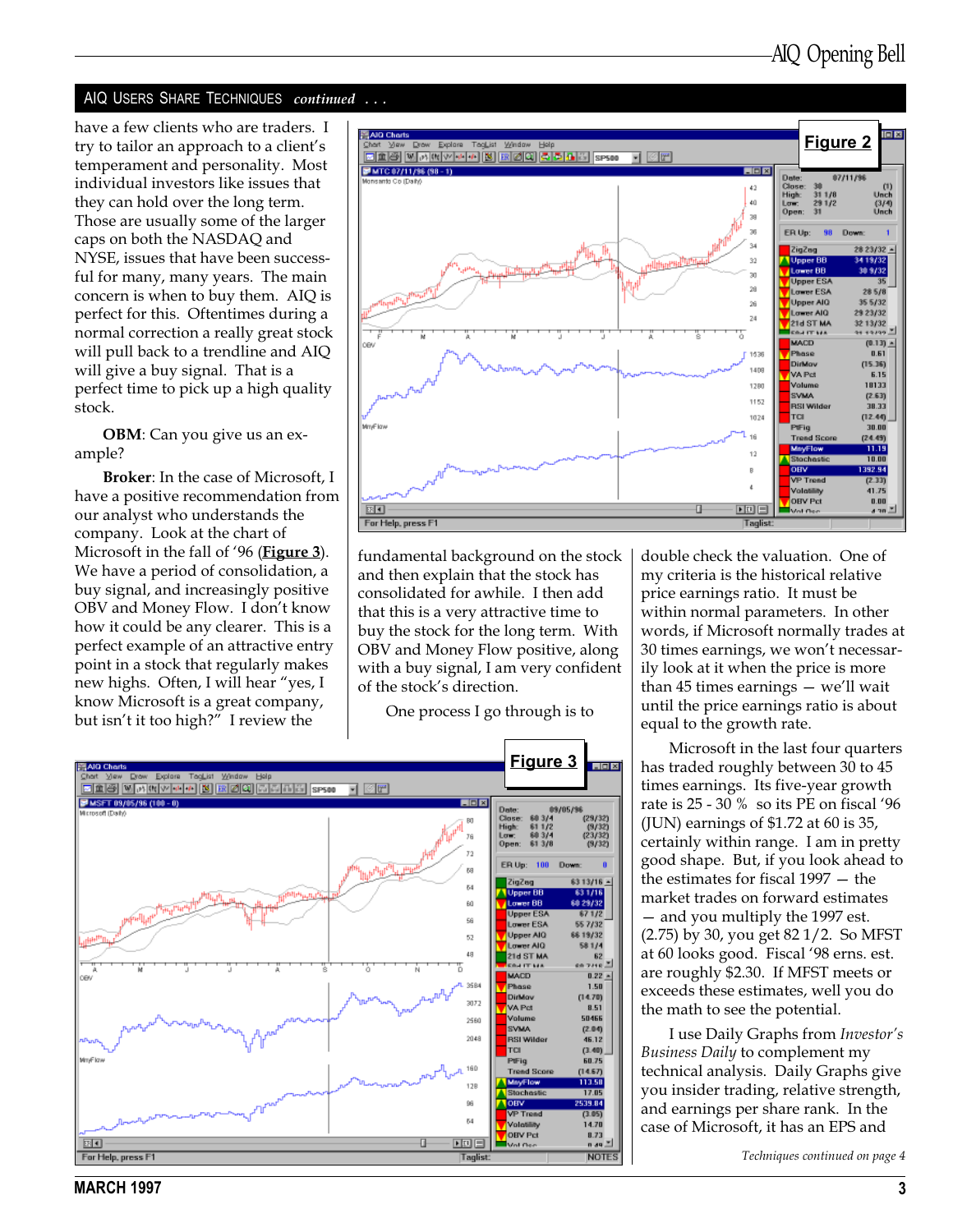## AIQ Users Share Techniques *continued . . .*

have a few clients who are traders. I try to tailor an approach to a client's temperament and personality. Most individual investors like issues that they can hold over the long term. Those are usually some of the larger caps on both the NASDAQ and NYSE, issues that have been successful for many, many years. The main concern is when to buy them. AIQ is perfect for this. Oftentimes during a normal correction a really great stock will pull back to a trendline and AIQ will give a buy signal. That is a perfect time to pick up a high quality stock.

**OBM**: Can you give us an example?

**Broker**: In the case of Microsoft, I have a positive recommendation from our analyst who understands the company. Look at the chart of Microsoft in the fall of '96 (**Figure 3**). We have a period of consolidation, a buy signal, and increasingly positive OBV and Money Flow. I don't know how it could be any clearer. This is a perfect example of an attractive entry point in a stock that regularly makes new highs. Often, I will hear "yes, I know Microsoft is a great company, but isn't it too high?" I review the fundamental background on the stock and then explain that the stock has consolidated for awhile. I then add that this is a very attractive time to buy the stock for the long term. With OBV and Money Flow positive, along with a buy signal, I am very confident of the stock's direction.

One process I go through is to double check the valuation. One of my criteria is the historical relative price earnings ratio. It must be within normal parameters. In other words, if Microsoft normally trades at 30 times earnings, we won't necessarily look at it when the price is more than 45 times earnings — we'll wait until the price earnings ratio is about equal to the growth rate.

Microsoft in the last four quarters has traded roughly between 30 to 45 times earnings. Its five-year growth rate is 25 - 30 % so its PE on fiscal '96 (JUN) earnings of $1.72 at 60 is 35, certainly within range. I am in pretty good shape. But, if you look ahead to the estimates for fiscal 1997 — the market trades on forward estimates — and you multiply the 1997 est. (2.75) by 30, you get 82 1/2. So MFST at 60 looks good. Fiscal '98 erns. est. are roughly $2.30. If MFST meets or exceeds these estimates, well you do the math to see the potential.

I use Daily Graphs from *Investor's Business Daily* to complement my technical analysis. Daily Graphs give you insider trading, relative strength, and earnings per share rank. In the case of Microsoft, it has an EPS and

*Techniques continued on page 4*

**Figure 2**

**Figure 3**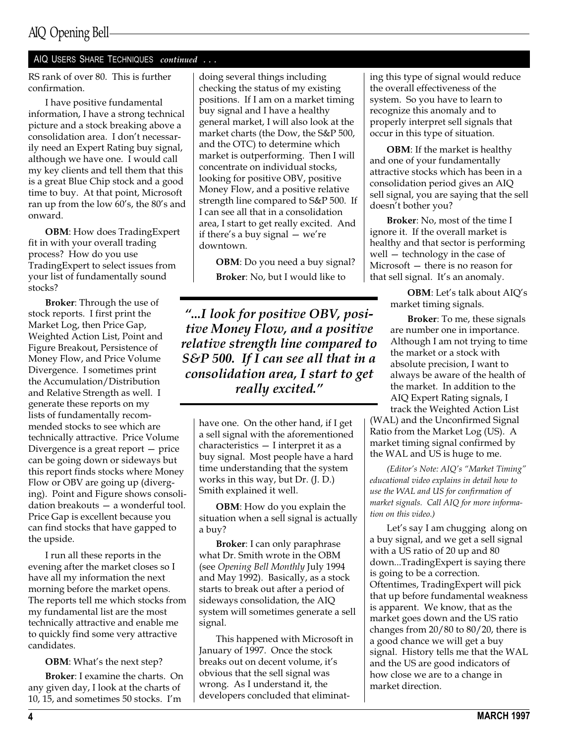## AIQ USERS SHARE TECHNIQUES *continued* . . .

RS rank of over 80. This is further confirmation.

I have positive fundamental information, I have a strong technical picture and a stock breaking above a consolidation area. I don't necessarily need an Expert Rating buy signal, although we have one. I would call my key clients and tell them that this is a great Blue Chip stock and a good time to buy. At that point, Microsoft ran up from the low 60's, the 80's and onward.

**OBM**: How does TradingExpert fit in with your overall trading process? How do you use TradingExpert to select issues from your list of fundamentally sound stocks?

**Broker**: Through the use of stock reports. I first print the Market Log, then Price Gap, Weighted Action List, Point and Figure Breakout, Persistence of Money Flow, and Price Volume Divergence. I sometimes print the Accumulation/Distribution and Relative Strength as well. I generate these reports on my lists of fundamentally recommended stocks to see which are technically attractive. Price Volume Divergence is a great report — price can be going down or sideways but this report finds stocks where Money Flow or OBV are going up (diverging). Point and Figure shows consolidation breakouts — a wonderful tool. Price Gap is excellent because you can find stocks that have gapped to the upside.

I run all these reports in the evening after the market closes so I have all my information the next morning before the market opens. The reports tell me which stocks from my fundamental list are the most technically attractive and enable me to quickly find some very attractive candidates.

**OBM**: What's the next step?

**Broker**: I examine the charts. On any given day, I look at the charts of 10, 15, and sometimes 50 stocks. I'm doing several things including checking the status of my existing positions. If I am on a market timing buy signal and I have a healthy general market, I will also look at the market charts (the Dow, the S&P 500, and the OTC) to determine which market is outperforming. Then I will concentrate on individual stocks, looking for positive OBV, positive Money Flow, and a positive relative strength line compared to S&P 500. If I can see all that in a consolidation area, I start to get really excited. And if there's a buy signal — we're downtown.

**OBM**: Do you need a buy signal?

**Broker**: No, but I would like to have one. On the other hand, if I get a sell signal with the aforementioned characteristics — I interpret it as a buy signal. Most people have a hard time understanding that the system works in this way, but Dr. (J. D.) Smith explained it well.

> ***"...I look for positive OBV, positive Money Flow, and a positive relative strength line compared to S&P 500. If I can see all that in a consolidation area, I start to get really excited."***

**OBM**: How do you explain the situation when a sell signal is actually a buy?

**Broker**: I can only paraphrase what Dr. Smith wrote in the OBM (see *Opening Bell Monthly* July 1994 and May 1992). Basically, as a stock starts to break out after a period of sideways consolidation, the AIQ system will sometimes generate a sell signal.

This happened with Microsoft in January of 1997. Once the stock breaks out on decent volume, it's obvious that the sell signal was wrong. As I understand it, the developers concluded that eliminating this type of signal would reduce the overall effectiveness of the system. So you have to learn to recognize this anomaly and to properly interpret sell signals that occur in this type of situation.

**OBM**: If the market is healthy and one of your fundamentally attractive stocks which has been in a consolidation period gives an AIQ sell signal, you are saying that the sell doesn't bother you?

**Broker**: No, most of the time I ignore it. If the overall market is healthy and that sector is performing well — technology in the case of Microsoft — there is no reason for that sell signal. It's an anomaly.

**OBM**: Let's talk about AIQ's market timing signals.

**Broker**: To me, these signals are number one in importance. Although I am not trying to time the market or a stock with absolute precision, I want to always be aware of the health of the market. In addition to the AIQ Expert Rating signals, I track the Weighted Action List (WAL) and the Unconfirmed Signal Ratio from the Market Log (US). A market timing signal confirmed by the WAL and US is huge to me.

*(Editor's Note: AIQ's "Market Timing" educational video explains in detail how to use the WAL and US for confirmation of market signals. Call AIQ for more information on this video.)*

Let's say I am chugging along on a buy signal, and we get a sell signal with a US ratio of 20 up and 80 down...TradingExpert is saying there is going to be a correction. Oftentimes, TradingExpert will pick that up before fundamental weakness is apparent. We know, that as the market goes down and the US ratio changes from 20/80 to 80/20, there is a good chance we will get a buy signal. History tells me that the WAL and the US are good indicators of how close we are to a change in market direction.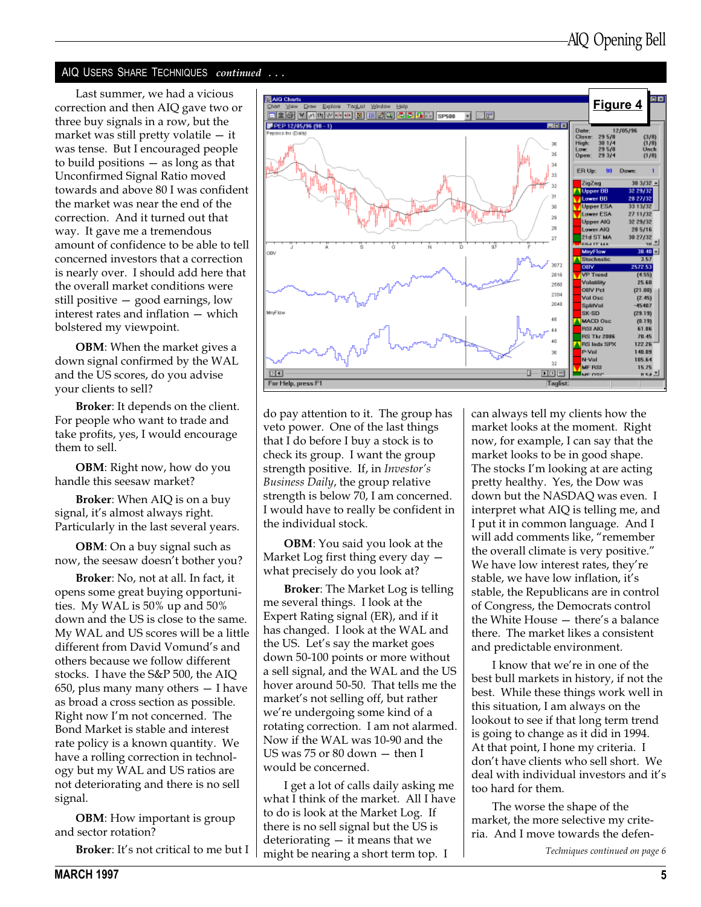## AIQ Users Share Techniques *continued . . .*

Last summer, we had a vicious correction and then AIQ gave two or three buy signals in a row, but the market was still pretty volatile — it was tense. But I encouraged people to build positions — as long as that Unconfirmed Signal Ratio moved towards and above 80 I was confident the market was near the end of the correction. And it turned out that way. It gave me a tremendous amount of confidence to be able to tell concerned investors that a correction is nearly over. I should add here that the overall market conditions were still positive — good earnings, low interest rates and inflation — which bolstered my viewpoint.

**OBM**: When the market gives a down signal confirmed by the WAL and the US scores, do you advise your clients to sell?

**Broker**: It depends on the client. For people who want to trade and take profits, yes, I would encourage them to sell.

**OBM**: Right now, how do you handle this seesaw market?

**Broker**: When AIQ is on a buy signal, it's almost always right. Particularly in the last several years.

**OBM**: On a buy signal such as now, the seesaw doesn't bother you?

**Broker**: No, not at all. In fact, it opens some great buying opportunities. My WAL is 50% up and 50% down and the US is close to the same. My WAL and US scores will be a little different from David Vomund's and others because we follow different stocks. I have the S&P 500, the AIQ 650, plus many many others — I have as broad a cross section as possible. Right now I'm not concerned. The Bond Market is stable and interest rate policy is a known quantity. We have a rolling correction in technology but my WAL and US ratios are not deteriorating and there is no sell signal.

**OBM**: How important is group and sector rotation?

**Broker**: It's not critical to me but I do pay attention to it. The group has veto power. One of the last things that I do before I buy a stock is to check its group. I want the group strength positive. If, in *Investor's Business Daily*, the group relative strength is below 70, I am concerned. I would have to really be confident in the individual stock.

**Figure 4**

**OBM**: You said you look at the Market Log first thing every day — what precisely do you look at?

**Broker**: The Market Log is telling me several things. I look at the Expert Rating signal (ER), and if it has changed. I look at the WAL and the US. Let's say the market goes down 50-100 points or more without a sell signal, and the WAL and the US hover around 50-50. That tells me the market's not selling off, but rather we're undergoing some kind of a rotating correction. I am not alarmed. Now if the WAL was 10-90 and the US was 75 or 80 down — then I would be concerned.

I get a lot of calls daily asking me what I think of the market. All I have to do is look at the Market Log. If there is no sell signal but the US is deteriorating — it means that we might be nearing a short term top. I can always tell my clients how the market looks at the moment. Right now, for example, I can say that the market looks to be in good shape. The stocks I'm looking at are acting pretty healthy. Yes, the Dow was down but the NASDAQ was even. I interpret what AIQ is telling me, and I put it in common language. And I will add comments like, "remember the overall climate is very positive." We have low interest rates, they're stable, we have low inflation, it's stable, the Republicans are in control of Congress, the Democrats control the White House — there's a balance there. The market likes a consistent and predictable environment.

I know that we're in one of the best bull markets in history, if not the best. While these things work well in this situation, I am always on the lookout to see if that long term trend is going to change as it did in 1994. At that point, I hone my criteria. I don't have clients who sell short. We deal with individual investors and it's too hard for them.

The worse the shape of the market, the more selective my criteria. And I move towards the defen-

*Techniques continued on page 6*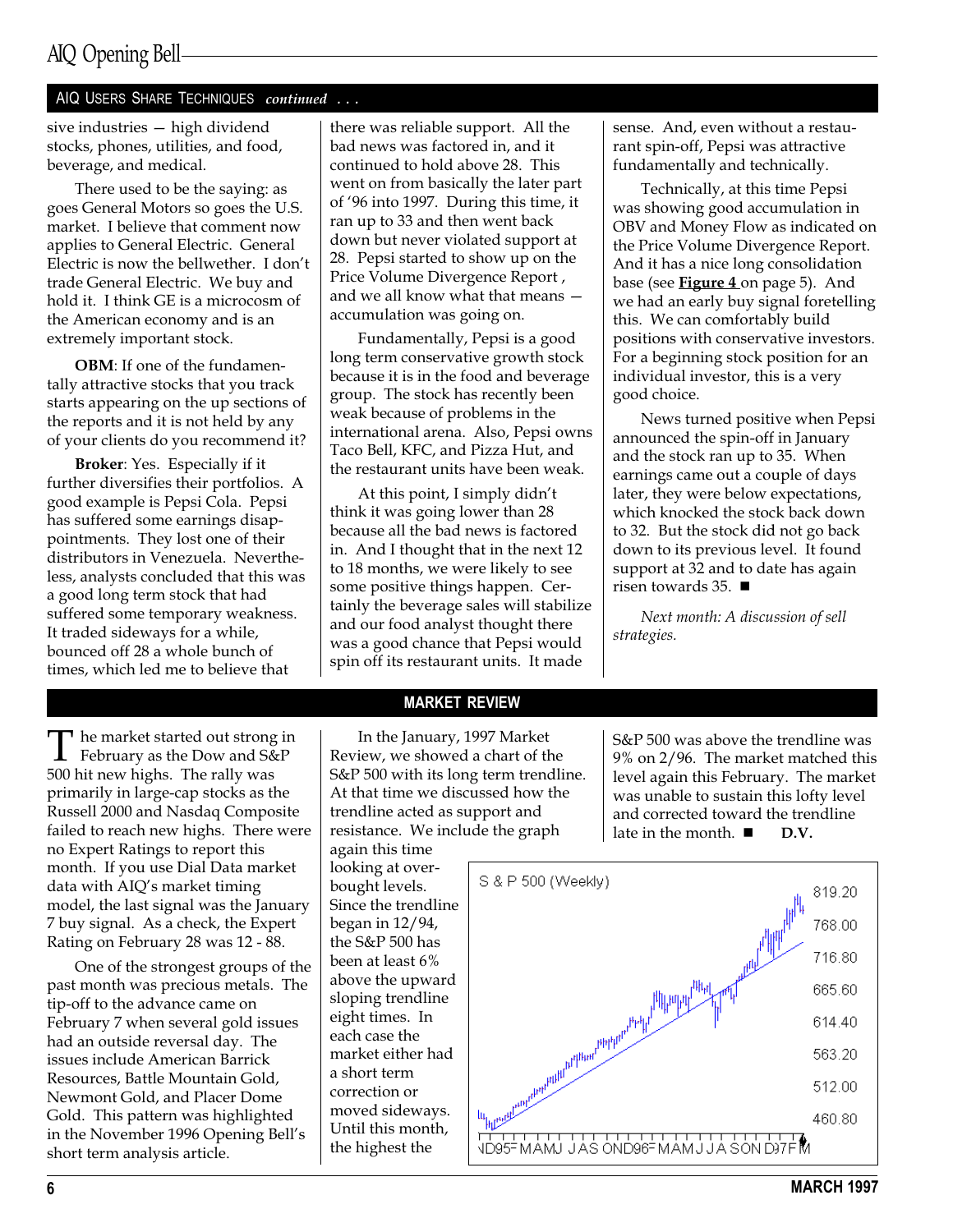## AIQ USERS SHARE TECHNIQUES *continued . . .*

sive industries — high dividend stocks, phones, utilities, and food, beverage, and medical.

There used to be the saying: as goes General Motors so goes the U.S. market. I believe that comment now applies to General Electric. General Electric is now the bellwether. I don't trade General Electric. We buy and hold it. I think GE is a microcosm of the American economy and is an extremely important stock.

**OBM**: If one of the fundamentally attractive stocks that you track starts appearing on the up sections of the reports and it is not held by any of your clients do you recommend it?

**Broker**: Yes. Especially if it further diversifies their portfolios. A good example is Pepsi Cola. Pepsi has suffered some earnings disappointments. They lost one of their distributors in Venezuela. Nevertheless, analysts concluded that this was a good long term stock that had suffered some temporary weakness. It traded sideways for a while, bounced off 28 a whole bunch of times, which led me to believe that there was reliable support. All the bad news was factored in, and it continued to hold above 28. This went on from basically the later part of '96 into 1997. During this time, it ran up to 33 and then went back down but never violated support at 28. Pepsi started to show up on the Price Volume Divergence Report , and we all know what that means — accumulation was going on.

Fundamentally, Pepsi is a good long term conservative growth stock because it is in the food and beverage group. The stock has recently been weak because of problems in the international arena. Also, Pepsi owns Taco Bell, KFC, and Pizza Hut, and the restaurant units have been weak.

At this point, I simply didn't think it was going lower than 28 because all the bad news is factored in. And I thought that in the next 12 to 18 months, we were likely to see some positive things happen. Certainly the beverage sales will stabilize and our food analyst thought there was a good chance that Pepsi would spin off its restaurant units. It made sense. And, even without a restaurant spin-off, Pepsi was attractive fundamentally and technically.

Technically, at this time Pepsi was showing good accumulation in OBV and Money Flow as indicated on the Price Volume Divergence Report. And it has a nice long consolidation base (see **Figure 4** on page 5). And we had an early buy signal foretelling this. We can comfortably build positions with conservative investors. For a beginning stock position for an individual investor, this is a very good choice.

News turned positive when Pepsi announced the spin-off in January and the stock ran up to 35. When earnings came out a couple of days later, they were below expectations, which knocked the stock back down to 32. But the stock did not go back down to its previous level. It found support at 32 and to date has again risen towards 35. ■

*Next month: A discussion of sell strategies.*

## MARKET REVIEW

The market started out strong in February as the Dow and S&P 500 hit new highs. The rally was primarily in large-cap stocks as the Russell 2000 and Nasdaq Composite failed to reach new highs. There were no Expert Ratings to report this month. If you use Dial Data market data with AIQ's market timing model, the last signal was the January 7 buy signal. As a check, the Expert Rating on February 28 was 12 - 88.

One of the strongest groups of the past month was precious metals. The tip-off to the advance came on February 7 when several gold issues had an outside reversal day. The issues include American Barrick Resources, Battle Mountain Gold, Newmont Gold, and Placer Dome Gold. This pattern was highlighted in the November 1996 Opening Bell's short term analysis article.

In the January, 1997 Market Review, we showed a chart of the S&P 500 with its long term trendline. At that time we discussed how the trendline acted as support and resistance. We include the graph again this time looking at overbought levels. Since the trendline began in 12/94, the S&P 500 has been at least 6% above the upward sloping trendline eight times. In each case the market either had a short term correction or moved sideways. Until this month, the highest the S&P 500 was above the trendline was 9% on 2/96. The market matched this level again this February. The market was unable to sustain this lofty level and corrected toward the trendline late in the month. ■ **D.V.**

S & P 500 (Weekly)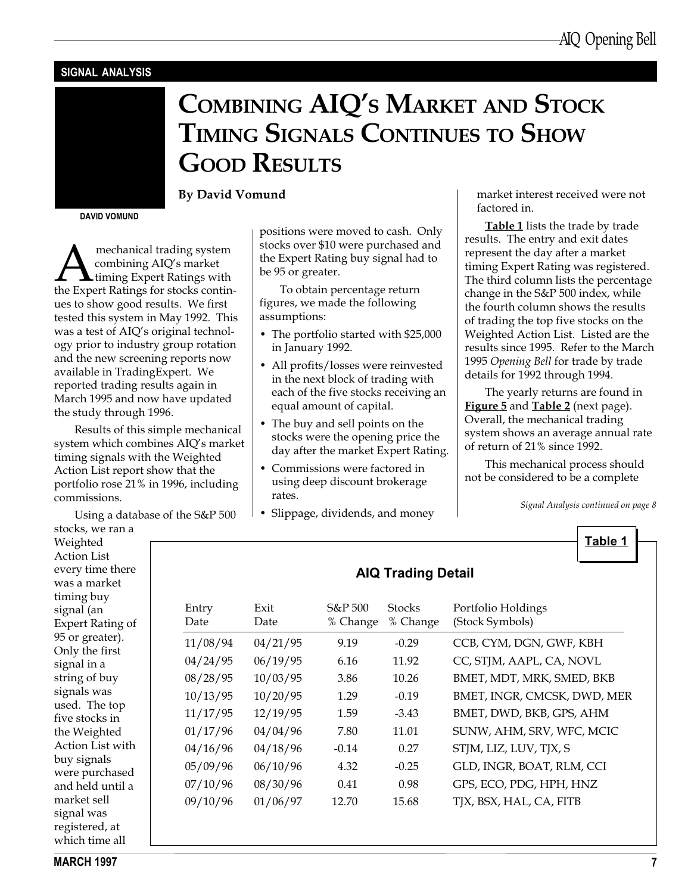SIGNAL ANALYSIS

# Combining AIQ's Market and Stock Timing Signals Continues to Show Good Results

**By David Vomund**

DAVID VOMUND

A mechanical trading system combining AIQ's market timing Expert Ratings with the Expert Ratings for stocks continues to show good results. We first tested this system in May 1992. This was a test of AIQ's original technology prior to industry group rotation and the new screening reports now available in TradingExpert. We reported trading results again in March 1995 and now have updated the study through 1996.

Results of this simple mechanical system which combines AIQ's market timing signals with the Weighted Action List report show that the portfolio rose 21% in 1996, including commissions.

Using a database of the S&P 500 stocks, we ran a Weighted Action List every time there was a market timing buy signal (an Expert Rating of 95 or greater). Only the first signal in a string of buy signals was used. The top five stocks in the Weighted Action List with buy signals were purchased and held until a market sell signal was registered, at which time all positions were moved to cash. Only stocks over $10 were purchased and the Expert Rating buy signal had to be 95 or greater.

To obtain percentage return figures, we made the following assumptions:

- The portfolio started with $25,000 in January 1992.
- All profits/losses were reinvested in the next block of trading with each of the five stocks receiving an equal amount of capital.
- The buy and sell points on the stocks were the opening price the day after the market Expert Rating.
- Commissions were factored in using deep discount brokerage rates.
- Slippage, dividends, and money market interest received were not factored in.

**Table 1** lists the trade by trade results. The entry and exit dates represent the day after a market timing Expert Rating was registered. The third column lists the percentage change in the S&P 500 index, while the fourth column shows the results of trading the top five stocks on the Weighted Action List. Listed are the results since 1995. Refer to the March 1995 *Opening Bell* for trade by trade details for 1992 through 1994.

The yearly returns are found in **Figure 5** and **Table 2** (next page). Overall, the mechanical trading system shows an average annual rate of return of 21% since 1992.

This mechanical process should not be considered to be a complete

*Signal Analysis continued on page 8*

**Table 1**

**AIQ Trading Detail**

| Entry Date | Exit Date | S&P 500 % Change | Stocks % Change | Portfolio Holdings (Stock Symbols) |
|---|---|---|---|---|
| 11/08/94 | 04/21/95 | 9.19 | -0.29 | CCB, CYM, DGN, GWF, KBH |
| 04/24/95 | 06/19/95 | 6.16 | 11.92 | CC, STJM, AAPL, CA, NOVL |
| 08/28/95 | 10/03/95 | 3.86 | 10.26 | BMET, MDT, MRK, SMED, BKB |
| 10/13/95 | 10/20/95 | 1.29 | -0.19 | BMET, INGR, CMCSK, DWD, MER |
| 11/17/95 | 12/19/95 | 1.59 | -3.43 | BMET, DWD, BKB, GPS, AHM |
| 01/17/96 | 04/04/96 | 7.80 | 11.01 | SUNW, AHM, SRV, WFC, MCIC |
| 04/16/96 | 04/18/96 | -0.14 | 0.27 | STJM, LIZ, LUV, TJX, S |
| 05/09/96 | 06/10/96 | 4.32 | -0.25 | GLD, INGR, BOAT, RLM, CCI |
| 07/10/96 | 08/30/96 | 0.41 | 0.98 | GPS, ECO, PDG, HPH, HNZ |
| 09/10/96 | 01/06/97 | 12.70 | 15.68 | TJX, BSX, HAL, CA, FITB |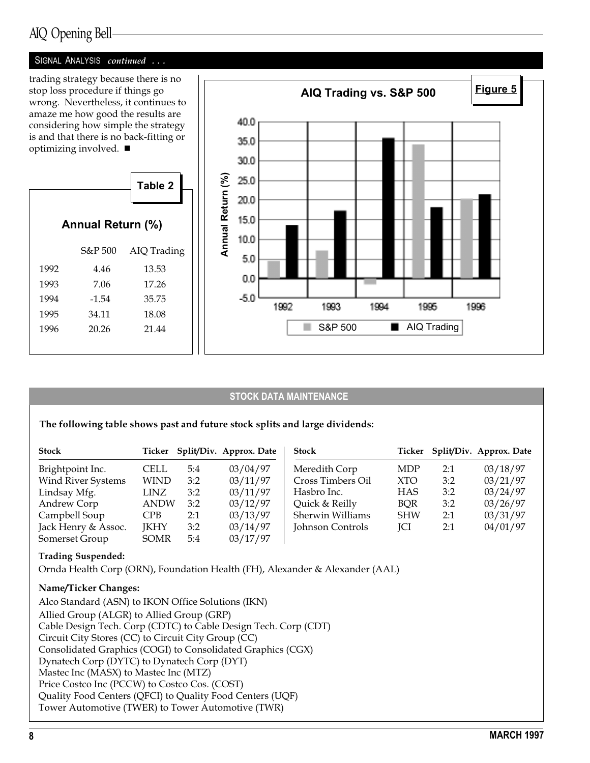## SIGNAL ANALYSIS *continued . . .*

trading strategy because there is no stop loss procedure if things go wrong. Nevertheless, it continues to amaze me how good the results are considering how simple the strategy is and that there is no back-fitting or optimizing involved. ■

**Table 2**

**Annual Return (%)**

| | S&P 500 | AIQ Trading |
|---|---|---|
| 1992 | 4.46 | 13.53 |
| 1993 | 7.06 | 17.26 |
| 1994 | -1.54 | 35.75 |
| 1995 | 34.11 | 18.08 |
| 1996 | 20.26 | 21.44 |

**Figure 5**

AIQ Trading vs. S&P 500

Annual Return (%)

40.0
35.0
30.0
25.0
20.0
15.0
10.0
5.0
0.0
-5.0

1992 1993 1994 1995 1996

S&P 500 AIQ Trading

## STOCK DATA MAINTENANCE

**The following table shows past and future stock splits and large dividends:**

| Stock | Ticker | Split/Div. | Approx. Date |
|---|---|---|---|
| Brightpoint Inc. | CELL | 5:4 | 03/04/97 |
| Wind River Systems | WIND | 3:2 | 03/11/97 |
| Lindsay Mfg. | LINZ | 3:2 | 03/11/97 |
| Andrew Corp | ANDW | 3:2 | 03/12/97 |
| Campbell Soup | CPB | 2:1 | 03/13/97 |
| Jack Henry & Assoc. | JKHY | 3:2 | 03/14/97 |
| Somerset Group | SOMR | 5:4 | 03/17/97 |
| Meredith Corp | MDP | 2:1 | 03/18/97 |
| Cross Timbers Oil | XTO | 3:2 | 03/21/97 |
| Hasbro Inc. | HAS | 3:2 | 03/24/97 |
| Quick & Reilly | BQR | 3:2 | 03/26/97 |
| Sherwin Williams | SHW | 2:1 | 03/31/97 |
| Johnson Controls | JCI | 2:1 | 04/01/97 |

**Trading Suspended:**

Ornda Health Corp (ORN), Foundation Health (FH), Alexander & Alexander (AAL)

**Name/Ticker Changes:**

Alco Standard (ASN) to IKON Office Solutions (IKN)
Allied Group (ALGR) to Allied Group (GRP)
Cable Design Tech. Corp (CDTC) to Cable Design Tech. Corp (CDT)
Circuit City Stores (CC) to Circuit City Group (CC)
Consolidated Graphics (COGI) to Consolidated Graphics (CGX)
Dynatech Corp (DYTC) to Dynatech Corp (DYT)
Mastec Inc (MASX) to Mastec Inc (MTZ)
Price Costco Inc (PCCW) to Costco Cos. (COST)
Quality Food Centers (QFCI) to Quality Food Centers (UQF)
Tower Automotive (TWER) to Tower Automotive (TWR)